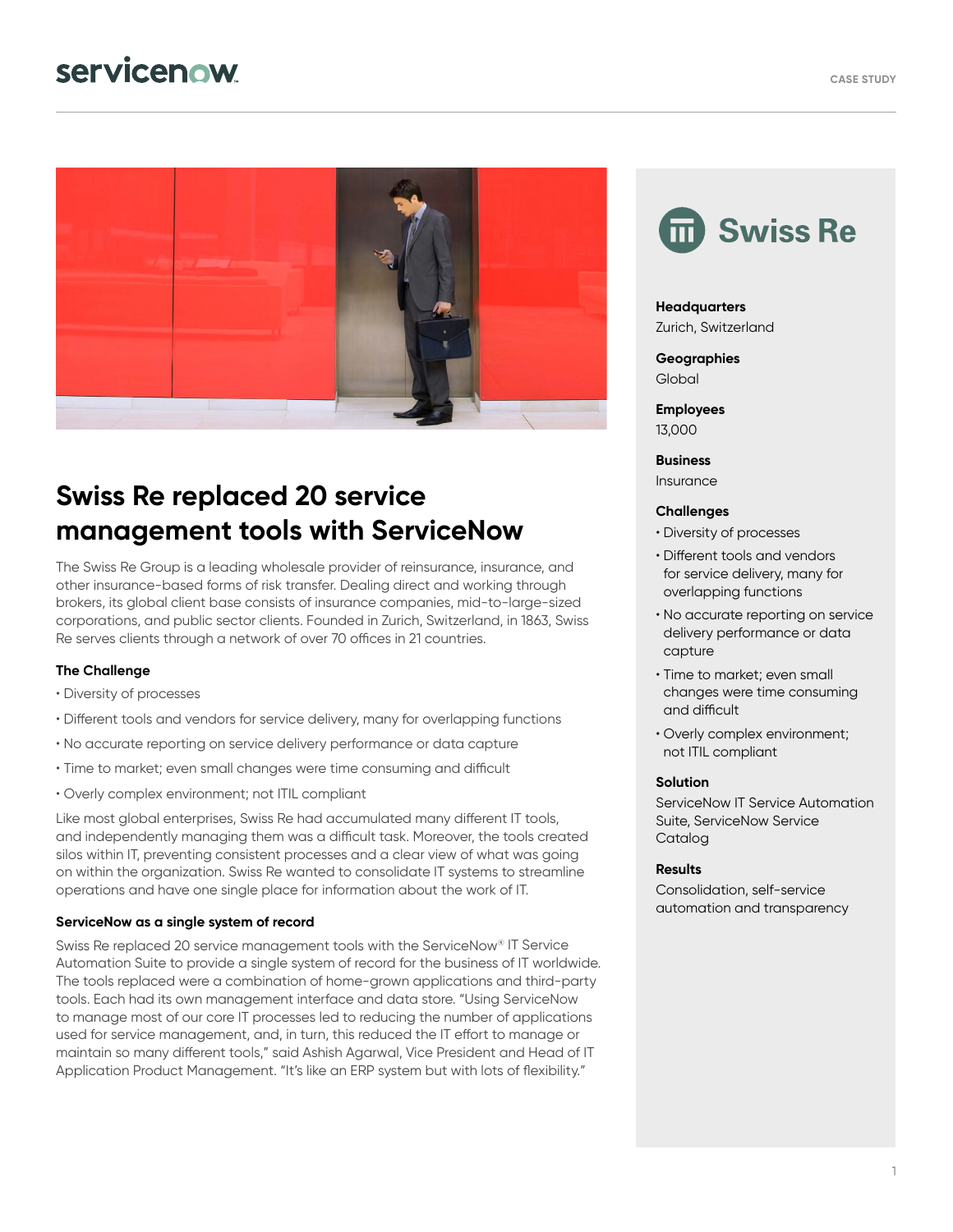CASE STUDY

# Swiss Re replaced 20 service management tools with ServiceNow

The Swiss Re Group is a leading wholesale provider of reinsurance, insurance, and other insurance-based forms of risk transfer. Dealing direct and working through brokers, its global client base consists of insurance companies, mid-to-large-sized corporations, and public sector clients. Founded in Zurich, Switzerland, in 1863, Swiss Re serves clients through a network of over 70 offices in 21 countries.

### The Challenge

- Diversity of processes
- Different tools and vendors for service delivery, many for overlapping functions
- No accurate reporting on service delivery performance or data capture
- Time to market; even small changes were time consuming and difficult
- Overly complex environment; not ITIL compliant

Like most global enterprises, Swiss Re had accumulated many different IT tools, and independently managing them was a difficult task. Moreover, the tools created silos within IT, preventing consistent processes and a clear view of what was going on within the organization. Swiss Re wanted to consolidate IT systems to streamline operations and have one single place for information about the work of IT.

### ServiceNow as a single system of record

Swiss Re replaced 20 service management tools with the ServiceNow® IT Service Automation Suite to provide a single system of record for the business of IT worldwide. The tools replaced were a combination of home-grown applications and third-party tools. Each had its own management interface and data store. "Using ServiceNow to manage most of our core IT processes led to reducing the number of applications used for service management, and, in turn, this reduced the IT effort to manage or maintain so many different tools," said Ashish Agarwal, Vice President and Head of IT Application Product Management. "It's like an ERP system but with lots of flexibility."

---

## Swiss Re

**Headquarters**
Zurich, Switzerland

**Geographies**
Global

**Employees**
13,000

**Business**
Insurance

**Challenges**
- Diversity of processes
- Different tools and vendors for service delivery, many for overlapping functions
- No accurate reporting on service delivery performance or data capture
- Time to market; even small changes were time consuming and difficult
- Overly complex environment; not ITIL compliant

**Solution**
ServiceNow IT Service Automation Suite, ServiceNow Service Catalog

**Results**
Consolidation, self-service automation and transparency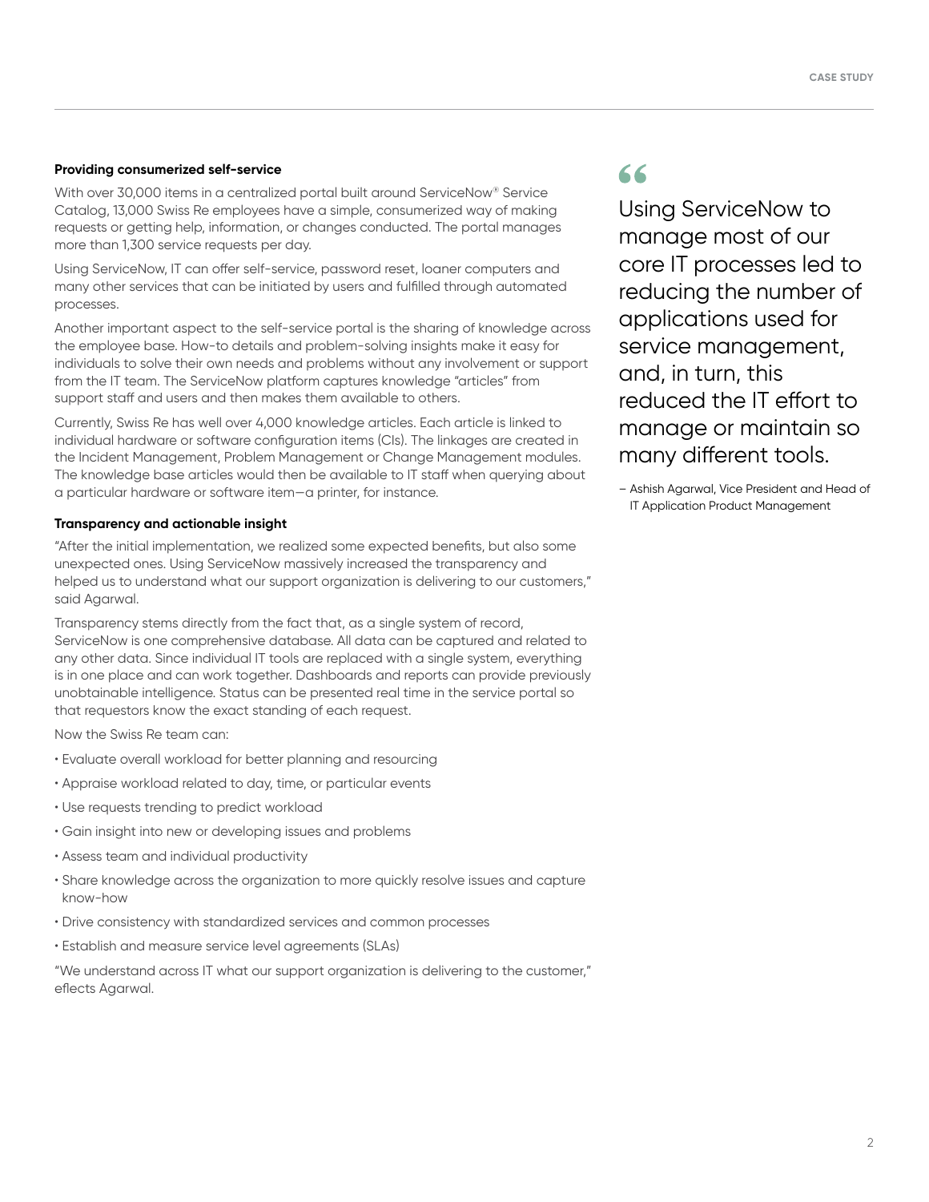### Providing consumerized self-service

With over 30,000 items in a centralized portal built around ServiceNow® Service Catalog, 13,000 Swiss Re employees have a simple, consumerized way of making requests or getting help, information, or changes conducted. The portal manages more than 1,300 service requests per day.

Using ServiceNow, IT can offer self-service, password reset, loaner computers and many other services that can be initiated by users and fulfilled through automated processes.

Another important aspect to the self-service portal is the sharing of knowledge across the employee base. How-to details and problem-solving insights make it easy for individuals to solve their own needs and problems without any involvement or support from the IT team. The ServiceNow platform captures knowledge "articles" from support staff and users and then makes them available to others.

Currently, Swiss Re has well over 4,000 knowledge articles. Each article is linked to individual hardware or software configuration items (CIs). The linkages are created in the Incident Management, Problem Management or Change Management modules. The knowledge base articles would then be available to IT staff when querying about a particular hardware or software item—a printer, for instance.

### Transparency and actionable insight

"After the initial implementation, we realized some expected benefits, but also some unexpected ones. Using ServiceNow massively increased the transparency and helped us to understand what our support organization is delivering to our customers," said Agarwal.

Transparency stems directly from the fact that, as a single system of record, ServiceNow is one comprehensive database. All data can be captured and related to any other data. Since individual IT tools are replaced with a single system, everything is in one place and can work together. Dashboards and reports can provide previously unobtainable intelligence. Status can be presented real time in the service portal so that requestors know the exact standing of each request.

Now the Swiss Re team can:

- Evaluate overall workload for better planning and resourcing
- Appraise workload related to day, time, or particular events
- Use requests trending to predict workload
- Gain insight into new or developing issues and problems
- Assess team and individual productivity
- Share knowledge across the organization to more quickly resolve issues and capture know-how
- Drive consistency with standardized services and common processes
- Establish and measure service level agreements (SLAs)

"We understand across IT what our support organization is delivering to the customer," eflects Agarwal.

> "Using ServiceNow to manage most of our core IT processes led to reducing the number of applications used for service management, and, in turn, this reduced the IT effort to manage or maintain so many different tools.
>
> – Ashish Agarwal, Vice President and Head of IT Application Product Management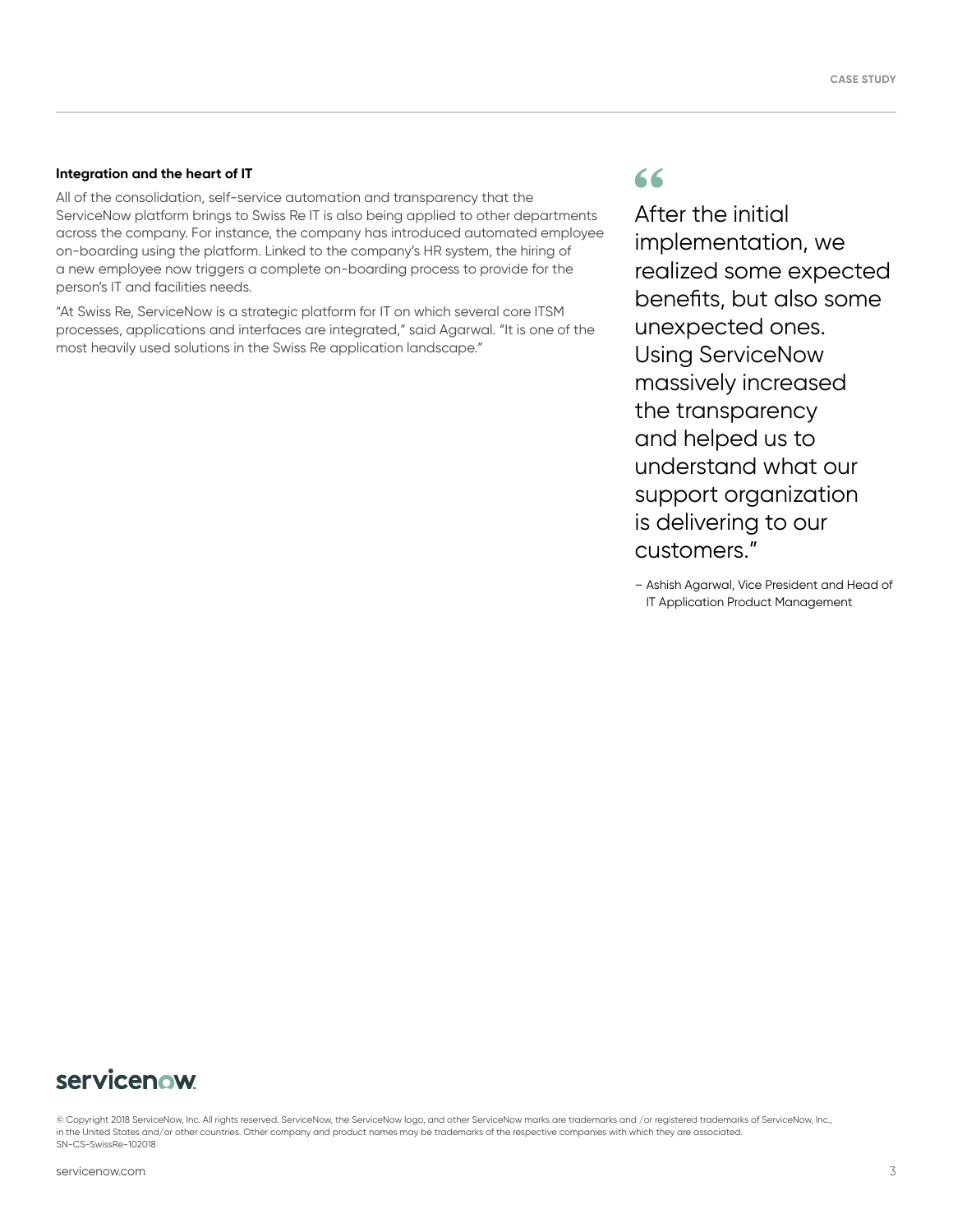### Integration and the heart of IT

All of the consolidation, self-service automation and transparency that the ServiceNow platform brings to Swiss Re IT is also being applied to other departments across the company. For instance, the company has introduced automated employee on-boarding using the platform. Linked to the company's HR system, the hiring of a new employee now triggers a complete on-boarding process to provide for the person's IT and facilities needs.

"At Swiss Re, ServiceNow is a strategic platform for IT on which several core ITSM processes, applications and interfaces are integrated," said Agarwal. "It is one of the most heavily used solutions in the Swiss Re application landscape."

> "After the initial implementation, we realized some expected benefits, but also some unexpected ones. Using ServiceNow massively increased the transparency and helped us to understand what our support organization is delivering to our customers."
>
> – Ashish Agarwal, Vice President and Head of IT Application Product Management

servicenow

© Copyright 2018 ServiceNow, Inc. All rights reserved. ServiceNow, the ServiceNow logo, and other ServiceNow marks are trademarks and /or registered trademarks of ServiceNow, Inc., in the United States and/or other countries. Other company and product names may be trademarks of the respective companies with which they are associated.
SN-CS-SwissRe-102018